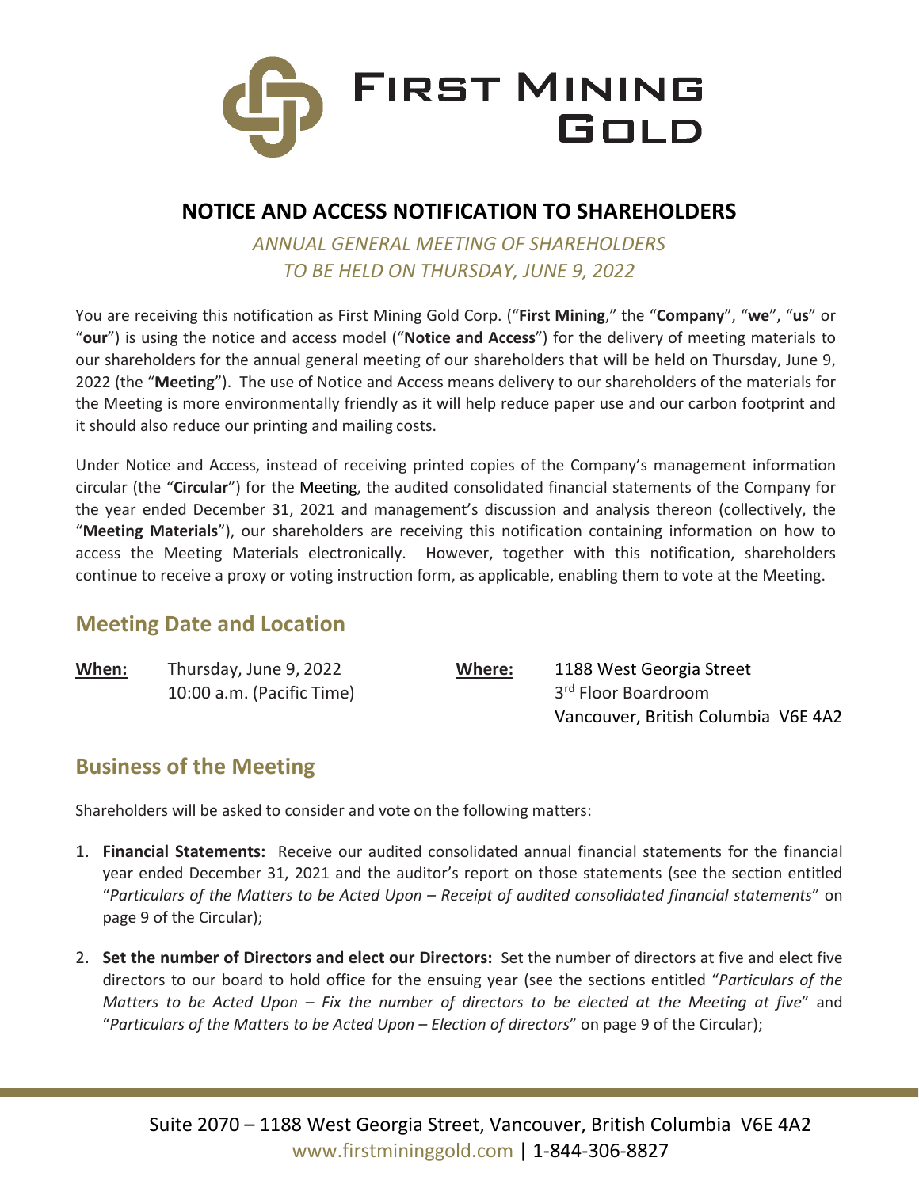FIRST MINING GOLD

# NOTICE AND ACCESS NOTIFICATION TO SHAREHOLDERS

*ANNUAL GENERAL MEETING OF SHAREHOLDERS*
*TO BE HELD ON THURSDAY, JUNE 9, 2022*

You are receiving this notification as First Mining Gold Corp. ("**First Mining**," the "**Company**", "**we**", "**us**" or "**our**") is using the notice and access model ("**Notice and Access**") for the delivery of meeting materials to our shareholders for the annual general meeting of our shareholders that will be held on Thursday, June 9, 2022 (the "**Meeting**"). The use of Notice and Access means delivery to our shareholders of the materials for the Meeting is more environmentally friendly as it will help reduce paper use and our carbon footprint and it should also reduce our printing and mailing costs.

Under Notice and Access, instead of receiving printed copies of the Company's management information circular (the "**Circular**") for the Meeting, the audited consolidated financial statements of the Company for the year ended December 31, 2021 and management's discussion and analysis thereon (collectively, the "**Meeting Materials**"), our shareholders are receiving this notification containing information on how to access the Meeting Materials electronically. However, together with this notification, shareholders continue to receive a proxy or voting instruction form, as applicable, enabling them to vote at the Meeting.

## Meeting Date and Location

**When:** Thursday, June 9, 2022
10:00 a.m. (Pacific Time)

**Where:** 1188 West Georgia Street
3rd Floor Boardroom
Vancouver, British Columbia V6E 4A2

## Business of the Meeting

Shareholders will be asked to consider and vote on the following matters:

1. **Financial Statements:** Receive our audited consolidated annual financial statements for the financial year ended December 31, 2021 and the auditor's report on those statements (see the section entitled "*Particulars of the Matters to be Acted Upon – Receipt of audited consolidated financial statements*" on page 9 of the Circular);

2. **Set the number of Directors and elect our Directors:** Set the number of directors at five and elect five directors to our board to hold office for the ensuing year (see the sections entitled "*Particulars of the Matters to be Acted Upon – Fix the number of directors to be elected at the Meeting at five*" and "*Particulars of the Matters to be Acted Upon – Election of directors*" on page 9 of the Circular);

Suite 2070 – 1188 West Georgia Street, Vancouver, British Columbia V6E 4A2
www.firstmininggold.com | 1-844-306-8827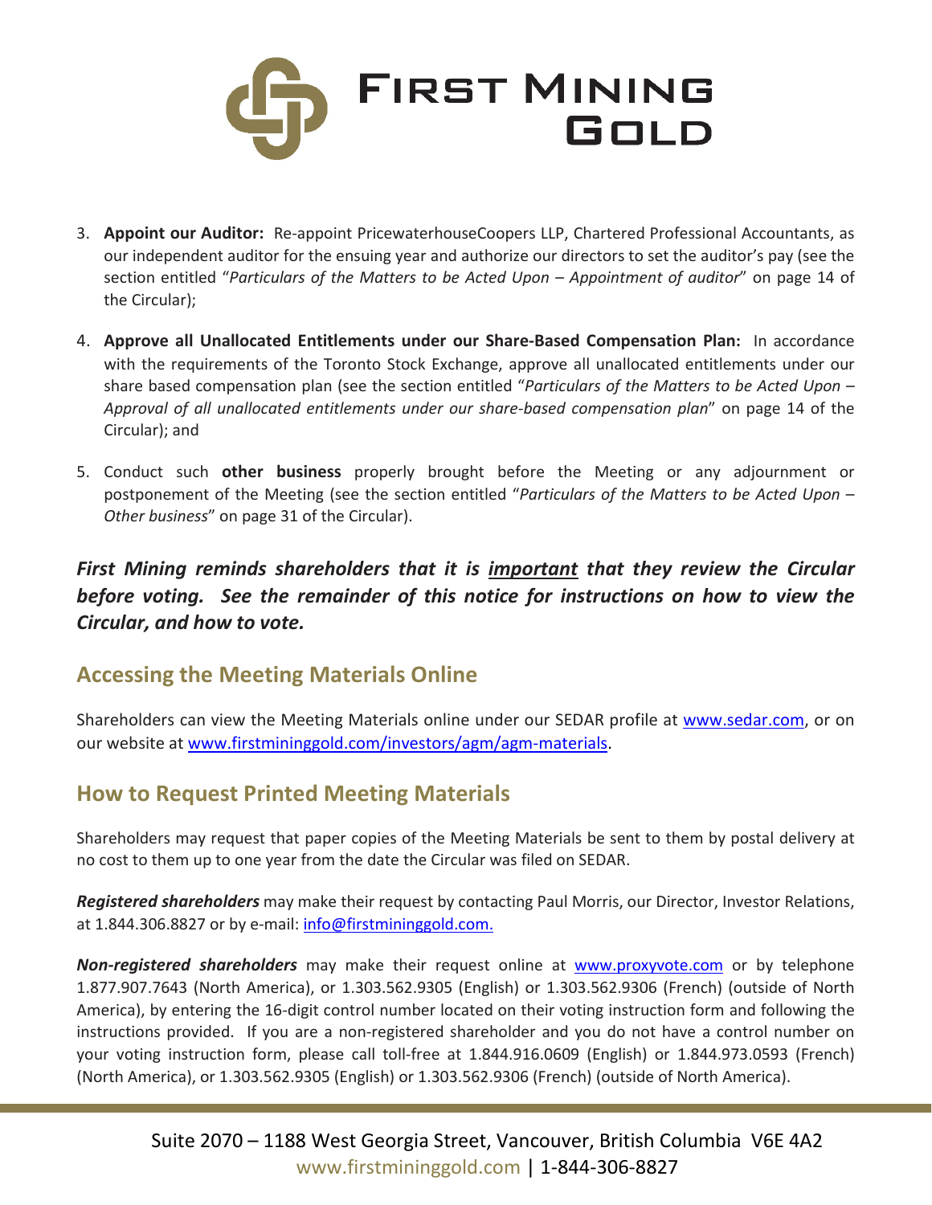3. **Appoint our Auditor:** Re-appoint PricewaterhouseCoopers LLP, Chartered Professional Accountants, as our independent auditor for the ensuing year and authorize our directors to set the auditor's pay (see the section entitled "*Particulars of the Matters to be Acted Upon – Appointment of auditor*" on page 14 of the Circular);

4. **Approve all Unallocated Entitlements under our Share-Based Compensation Plan:** In accordance with the requirements of the Toronto Stock Exchange, approve all unallocated entitlements under our share based compensation plan (see the section entitled "*Particulars of the Matters to be Acted Upon – Approval of all unallocated entitlements under our share-based compensation plan*" on page 14 of the Circular); and

5. Conduct such **other business** properly brought before the Meeting or any adjournment or postponement of the Meeting (see the section entitled "*Particulars of the Matters to be Acted Upon – Other business*" on page 31 of the Circular).

***First Mining reminds shareholders that it is <u>important</u> that they review the Circular before voting. See the remainder of this notice for instructions on how to view the Circular, and how to vote.***

## Accessing the Meeting Materials Online

Shareholders can view the Meeting Materials online under our SEDAR profile at www.sedar.com, or on our website at www.firstmininggold.com/investors/agm/agm-materials.

## How to Request Printed Meeting Materials

Shareholders may request that paper copies of the Meeting Materials be sent to them by postal delivery at no cost to them up to one year from the date the Circular was filed on SEDAR.

***Registered shareholders*** may make their request by contacting Paul Morris, our Director, Investor Relations, at 1.844.306.8827 or by e-mail: info@firstmininggold.com.

***Non-registered shareholders*** may make their request online at www.proxyvote.com or by telephone 1.877.907.7643 (North America), or 1.303.562.9305 (English) or 1.303.562.9306 (French) (outside of North America), by entering the 16-digit control number located on their voting instruction form and following the instructions provided. If you are a non-registered shareholder and you do not have a control number on your voting instruction form, please call toll-free at 1.844.916.0609 (English) or 1.844.973.0593 (French) (North America), or 1.303.562.9305 (English) or 1.303.562.9306 (French) (outside of North America).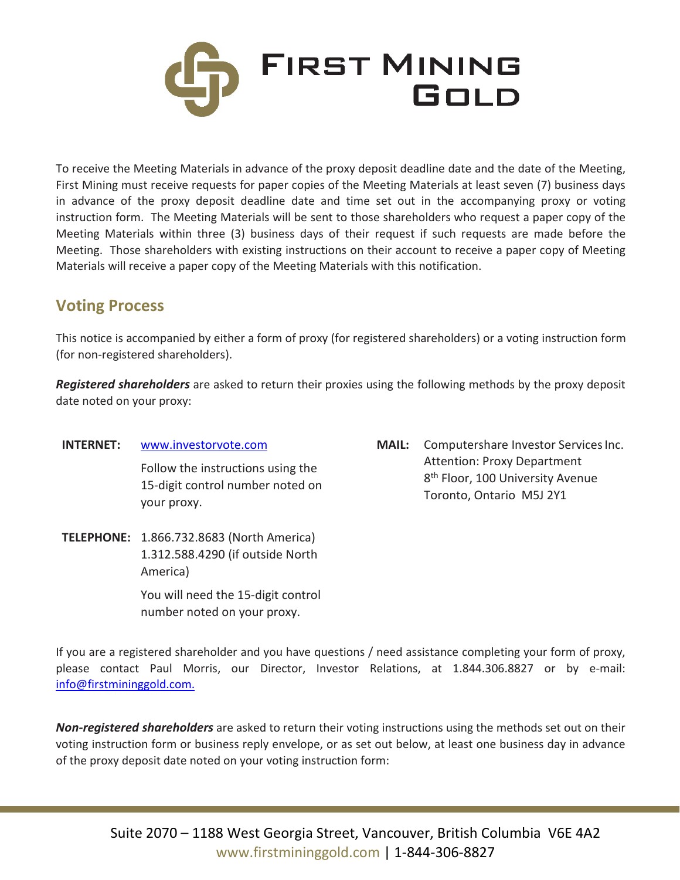To receive the Meeting Materials in advance of the proxy deposit deadline date and the date of the Meeting, First Mining must receive requests for paper copies of the Meeting Materials at least seven (7) business days in advance of the proxy deposit deadline date and time set out in the accompanying proxy or voting instruction form. The Meeting Materials will be sent to those shareholders who request a paper copy of the Meeting Materials within three (3) business days of their request if such requests are made before the Meeting. Those shareholders with existing instructions on their account to receive a paper copy of Meeting Materials will receive a paper copy of the Meeting Materials with this notification.

## Voting Process

This notice is accompanied by either a form of proxy (for registered shareholders) or a voting instruction form (for non-registered shareholders).

***Registered shareholders*** are asked to return their proxies using the following methods by the proxy deposit date noted on your proxy:

**INTERNET:** www.investorvote.com

Follow the instructions using the 15-digit control number noted on your proxy.

**TELEPHONE:** 1.866.732.8683 (North America)
1.312.588.4290 (if outside North America)

You will need the 15-digit control number noted on your proxy.

**MAIL:** Computershare Investor Services Inc.
Attention: Proxy Department
8th Floor, 100 University Avenue
Toronto, Ontario M5J 2Y1

If you are a registered shareholder and you have questions / need assistance completing your form of proxy, please contact Paul Morris, our Director, Investor Relations, at 1.844.306.8827 or by e-mail: info@firstmininggold.com.

***Non-registered shareholders*** are asked to return their voting instructions using the methods set out on their voting instruction form or business reply envelope, or as set out below, at least one business day in advance of the proxy deposit date noted on your voting instruction form: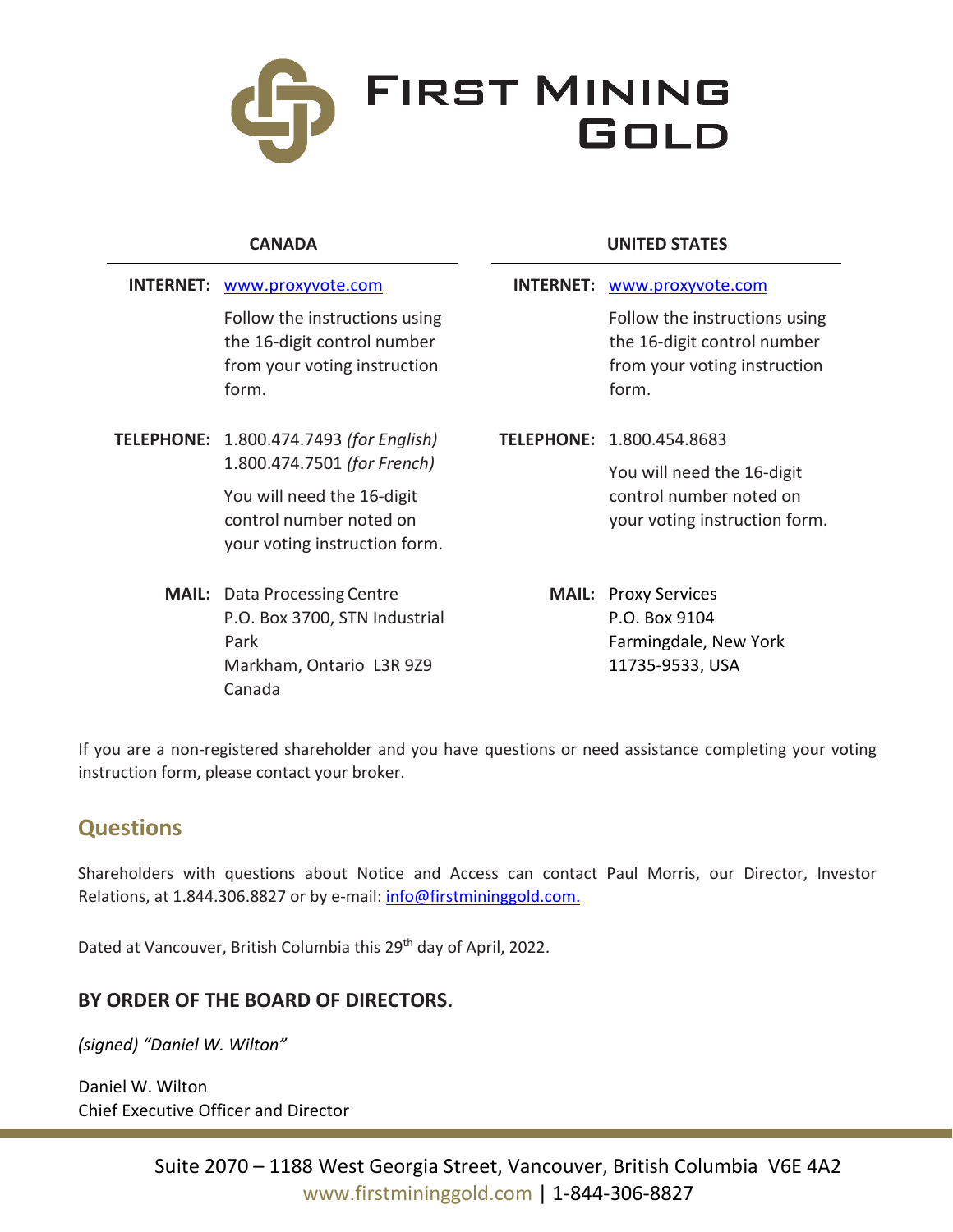FIRST MINING GOLD

| CANADA | | UNITED STATES | |
|---|---|---|---|
| **INTERNET:** | www.proxyvote.com<br>Follow the instructions using the 16-digit control number from your voting instruction form. | **INTERNET:** | www.proxyvote.com<br>Follow the instructions using the 16-digit control number from your voting instruction form. |
| **TELEPHONE:** | 1.800.474.7493 *(for English)*<br>1.800.474.7501 *(for French)*<br>You will need the 16-digit control number noted on your voting instruction form. | **TELEPHONE:** | 1.800.454.8683<br>You will need the 16-digit control number noted on your voting instruction form. |
| **MAIL:** | Data Processing Centre<br>P.O. Box 3700, STN Industrial Park<br>Markham, Ontario L3R 9Z9<br>Canada | **MAIL:** | Proxy Services<br>P.O. Box 9104<br>Farmingdale, New York<br>11735-9533, USA |

If you are a non-registered shareholder and you have questions or need assistance completing your voting instruction form, please contact your broker.

## Questions

Shareholders with questions about Notice and Access can contact Paul Morris, our Director, Investor Relations, at 1.844.306.8827 or by e-mail: info@firstmininggold.com.

Dated at Vancouver, British Columbia this 29th day of April, 2022.

### BY ORDER OF THE BOARD OF DIRECTORS.

*(signed) "Daniel W. Wilton"*

Daniel W. Wilton
Chief Executive Officer and Director

Suite 2070 – 1188 West Georgia Street, Vancouver, British Columbia V6E 4A2
www.firstmininggold.com | 1-844-306-8827